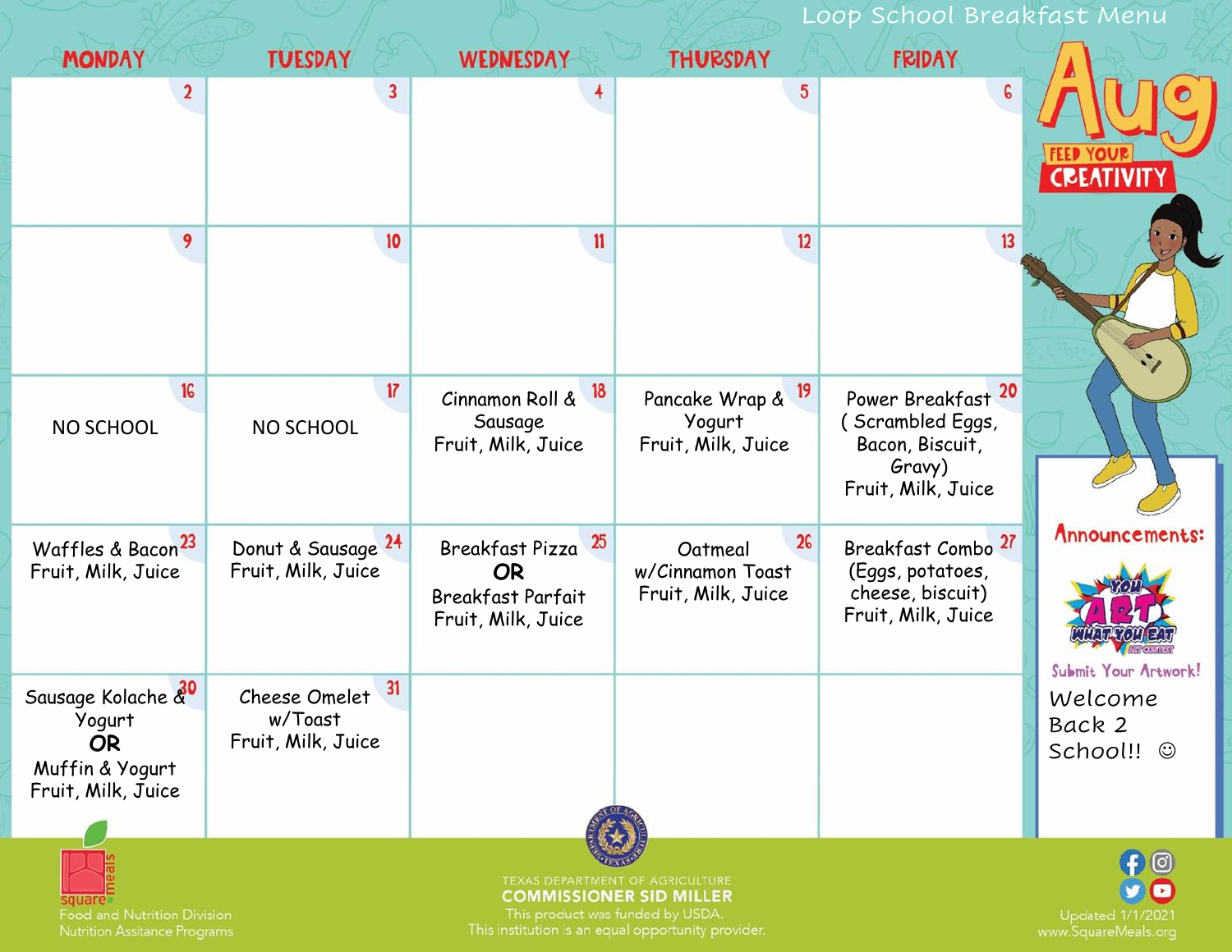# Loop School Breakfast Menu

## Aug

FEED YOUR CREATIVITY

| MONDAY | TUESDAY | WEDNESDAY | THURSDAY | FRIDAY |
|---|---|---|---|---|
| 2 | 3 | 4 | 5 | 6 |
| 9 | 10 | 11 | 12 | 13 |
| 16 NO SCHOOL | 17 NO SCHOOL | 18 Cinnamon Roll & Sausage Fruit, Milk, Juice | 19 Pancake Wrap & Yogurt Fruit, Milk, Juice | 20 Power Breakfast ( Scrambled Eggs, Bacon, Biscuit, Gravy) Fruit, Milk, Juice |
| 23 Waffles & Bacon Fruit, Milk, Juice | 24 Donut & Sausage Fruit, Milk, Juice | 25 Breakfast Pizza **OR** Breakfast Parfait Fruit, Milk, Juice | 26 Oatmeal w/Cinnamon Toast Fruit, Milk, Juice | 27 Breakfast Combo (Eggs, potatoes, cheese, biscuit) Fruit, Milk, Juice |
| 30 Sausage Kolache & Yogurt **OR** Muffin & Yogurt Fruit, Milk, Juice | 31 Cheese Omelet w/Toast Fruit, Milk, Juice | | | |

**Announcements:**

YOU ART WHAT YOU EAT ART CONTEST

Submit Your Artwork!

Welcome Back 2 School!! ☺

square meals
Food and Nutrition Division
Nutrition Assitance Programs

TEXAS DEPARTMENT OF AGRICULTURE
COMMISSIONER SID MILLER
This product was funded by USDA.
This institution is an equal opportunity provider.

Updated 1/1/2021
www.SquareMeals.org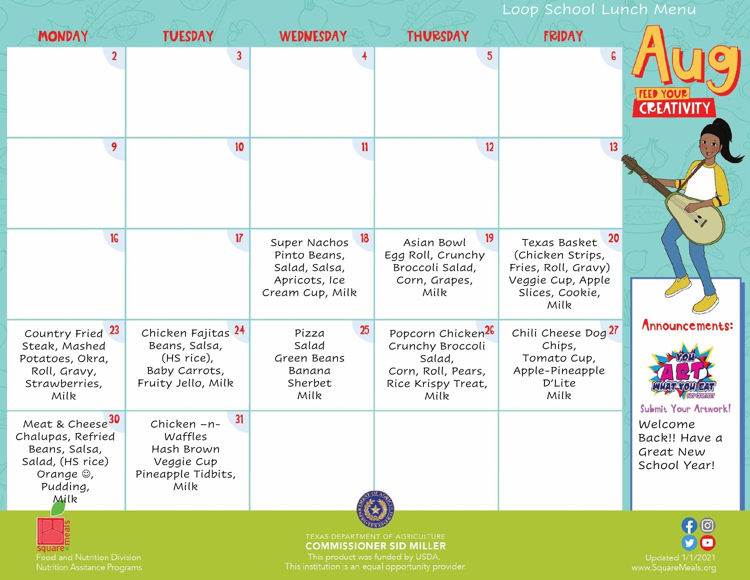# Loop School Lunch Menu

# Aug

FEED YOUR CREATIVITY

| MONDAY | TUESDAY | WEDNESDAY | THURSDAY | FRIDAY |
| --- | --- | --- | --- | --- |
| 2 | 3 | 4 | 5 | 6 |
| 9 | 10 | 11 | 12 | 13 |
| 16 | 17 | 18 Super Nachos Pinto Beans, Salad, Salsa, Apricots, Ice Cream Cup, Milk | 19 Asian Bowl Egg Roll, Crunchy Broccoli Salad, Corn, Grapes, Milk | 20 Texas Basket (Chicken Strips, Fries, Roll, Gravy) Veggie Cup, Apple Slices, Cookie, Milk |
| 23 Country Fried Steak, Mashed Potatoes, Okra, Roll, Gravy, Strawberries, Milk | 24 Chicken Fajitas Beans, Salsa, (HS rice), Baby Carrots, Fruity Jello, Milk | 25 Pizza Salad Green Beans Banana Sherbet Milk | 26 Popcorn Chicken Crunchy Broccoli Salad, Corn, Roll, Pears, Rice Krispy Treat, Milk | 27 Chili Cheese Dog Chips, Tomato Cup, Apple-Pineapple D'Lite Milk |
| 30 Meat & Cheese Chalupas, Refried Beans, Salsa, Salad, (HS rice) Orange ☺, Pudding, Milk | 31 Chicken -n- Waffles Hash Brown Veggie Cup Pineapple Tidbits, Milk | | | |

## Announcements:

YOU ART WHAT YOU EAT ART CONTEST

Submit Your Artwork!

Welcome Back!! Have a Great New School Year!

square meals
Food and Nutrition Division
Nutrition Assitance Programs

TEXAS DEPARTMENT OF AGRICULTURE
COMMISSIONER SID MILLER
This product was funded by USDA.
This institution is an equal opportunity provider.

Updated 1/1/2021
www.SquareMeals.org